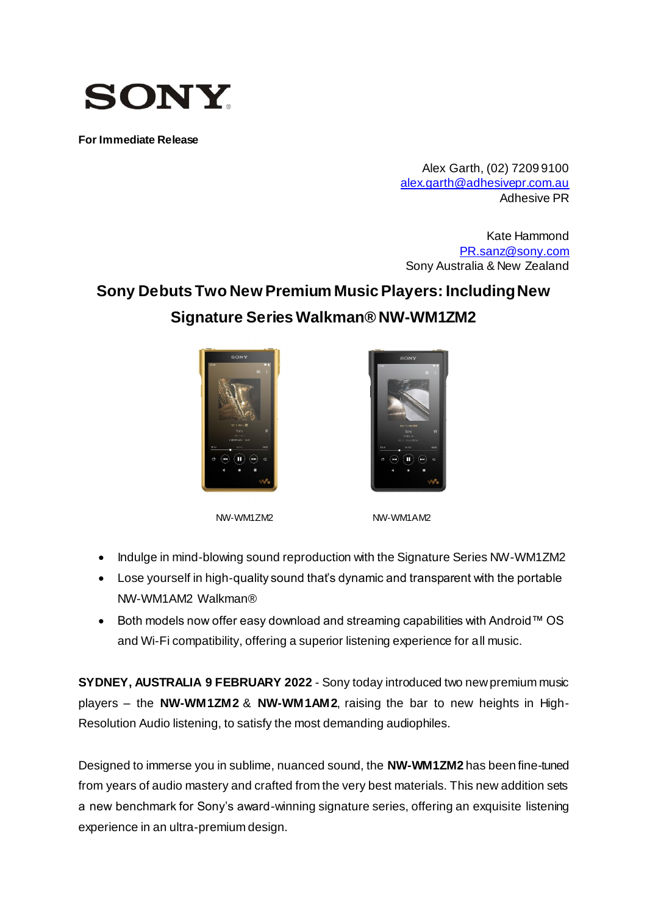SONY

**For Immediate Release**

Alex Garth, (02) 7209 9100
alex.garth@adhesivepr.com.au
Adhesive PR

Kate Hammond
PR.sanz@sony.com
Sony Australia & New Zealand

# Sony Debuts Two New Premium Music Players: Including New Signature Series Walkman® NW-WM1ZM2

NW-WM1ZM2 NW-WM1AM2

- Indulge in mind-blowing sound reproduction with the Signature Series NW-WM1ZM2
- Lose yourself in high-quality sound that's dynamic and transparent with the portable NW-WM1AM2 Walkman®
- Both models now offer easy download and streaming capabilities with Android™ OS and Wi-Fi compatibility, offering a superior listening experience for all music.

**SYDNEY, AUSTRALIA 9 FEBRUARY 2022** - Sony today introduced two new premium music players – the **NW-WM1ZM2** & **NW-WM1AM2**, raising the bar to new heights in High-Resolution Audio listening, to satisfy the most demanding audiophiles.

Designed to immerse you in sublime, nuanced sound, the **NW-WM1ZM2** has been fine-tuned from years of audio mastery and crafted from the very best materials. This new addition sets a new benchmark for Sony's award-winning signature series, offering an exquisite listening experience in an ultra-premium design.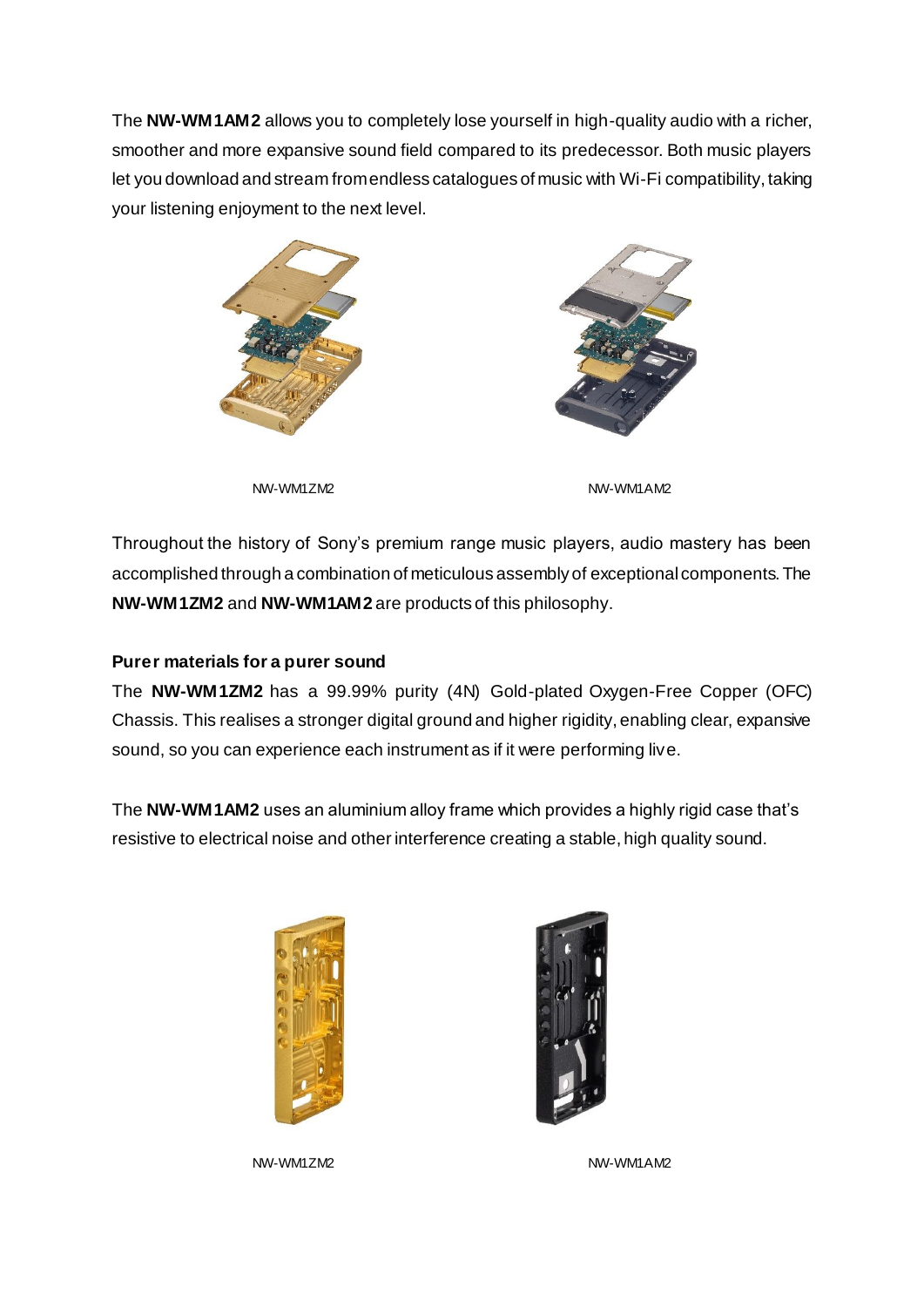The **NW-WM1AM2** allows you to completely lose yourself in high-quality audio with a richer, smoother and more expansive sound field compared to its predecessor. Both music players let you download and stream from endless catalogues of music with Wi-Fi compatibility, taking your listening enjoyment to the next level.

NW-WM1ZM2

NW-WM1AM2

Throughout the history of Sony's premium range music players, audio mastery has been accomplished through a combination of meticulous assembly of exceptional components. The **NW-WM1ZM2** and **NW-WM1AM2** are products of this philosophy.

**Purer materials for a purer sound**

The **NW-WM1ZM2** has a 99.99% purity (4N) Gold-plated Oxygen-Free Copper (OFC) Chassis. This realises a stronger digital ground and higher rigidity, enabling clear, expansive sound, so you can experience each instrument as if it were performing live.

The **NW-WM1AM2** uses an aluminium alloy frame which provides a highly rigid case that's resistive to electrical noise and other interference creating a stable, high quality sound.

NW-WM1ZM2

NW-WM1AM2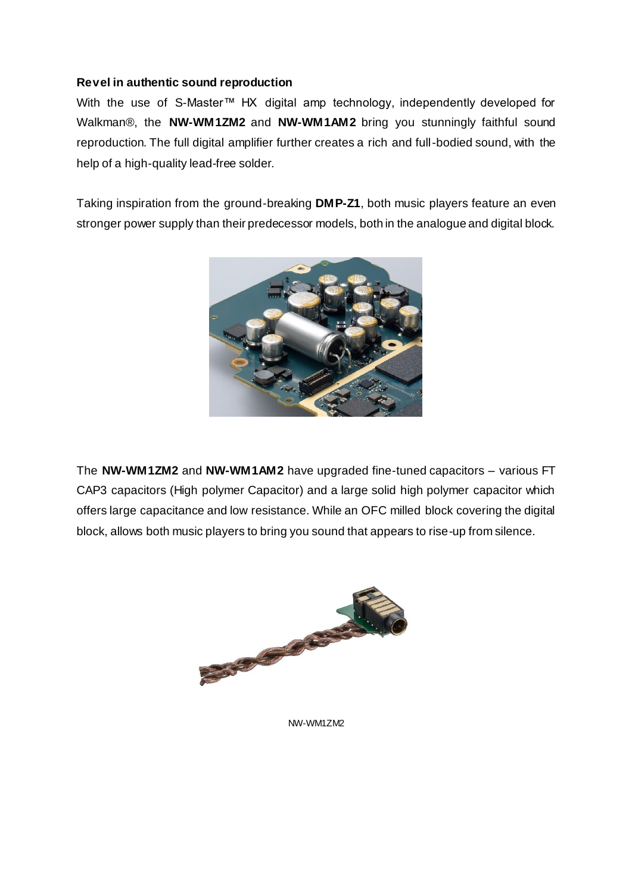**Revel in authentic sound reproduction**

With the use of S-Master™ HX digital amp technology, independently developed for Walkman®, the **NW-WM1ZM2** and **NW-WM1AM2** bring you stunningly faithful sound reproduction. The full digital amplifier further creates a rich and full-bodied sound, with the help of a high-quality lead-free solder.

Taking inspiration from the ground-breaking **DMP-Z1**, both music players feature an even stronger power supply than their predecessor models, both in the analogue and digital block.

The **NW-WM1ZM2** and **NW-WM1AM2** have upgraded fine-tuned capacitors – various FT CAP3 capacitors (High polymer Capacitor) and a large solid high polymer capacitor which offers large capacitance and low resistance. While an OFC milled block covering the digital block, allows both music players to bring you sound that appears to rise-up from silence.

NW-WM1ZM2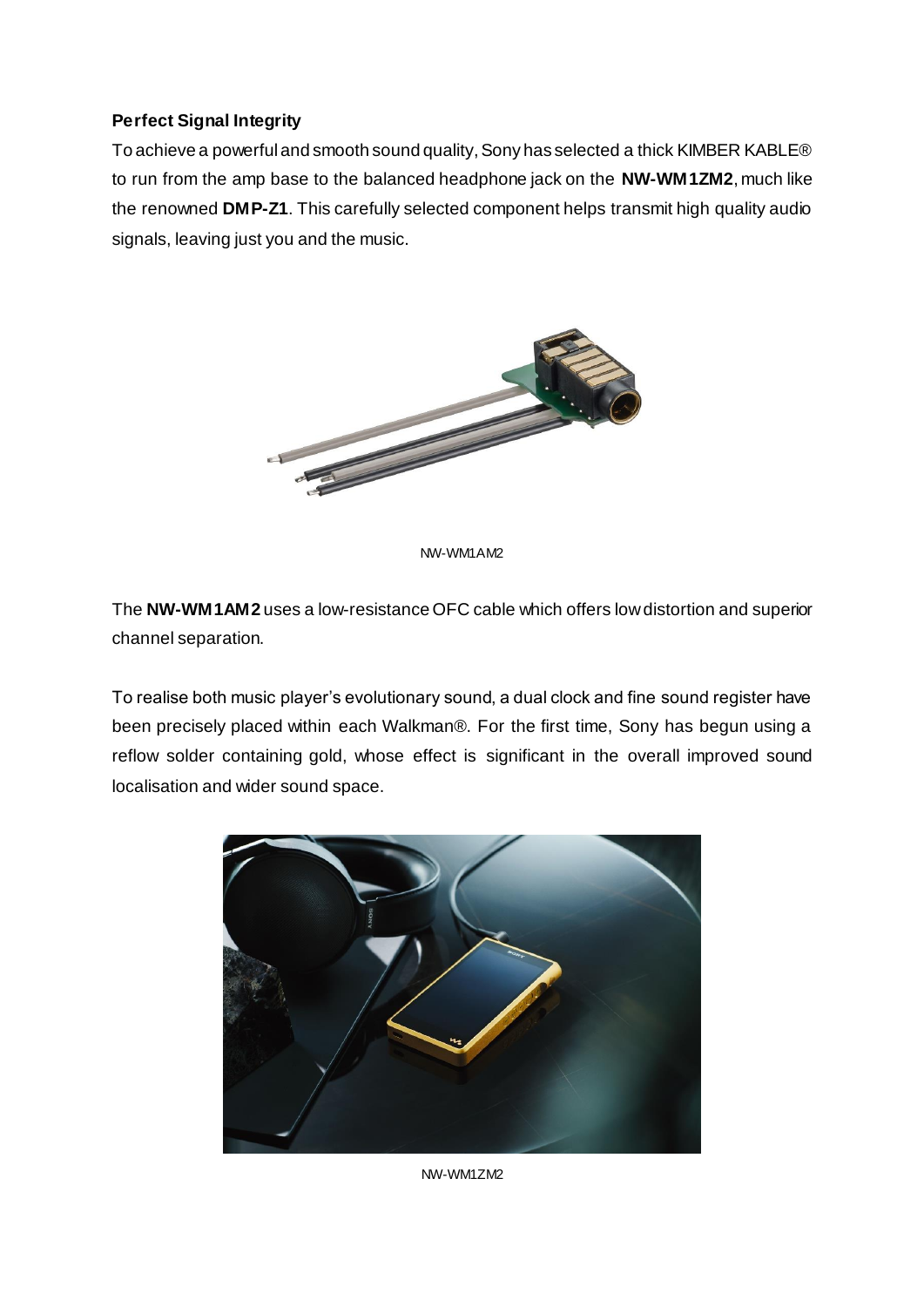**Perfect Signal Integrity**

To achieve a powerful and smooth sound quality, Sony has selected a thick KIMBER KABLE® to run from the amp base to the balanced headphone jack on the **NW-WM1ZM2**, much like the renowned **DMP-Z1**. This carefully selected component helps transmit high quality audio signals, leaving just you and the music.

NW-WM1AM2

The **NW-WM1AM2** uses a low-resistance OFC cable which offers low distortion and superior channel separation.

To realise both music player's evolutionary sound, a dual clock and fine sound register have been precisely placed within each Walkman®. For the first time, Sony has begun using a reflow solder containing gold, whose effect is significant in the overall improved sound localisation and wider sound space.

NW-WM1ZM2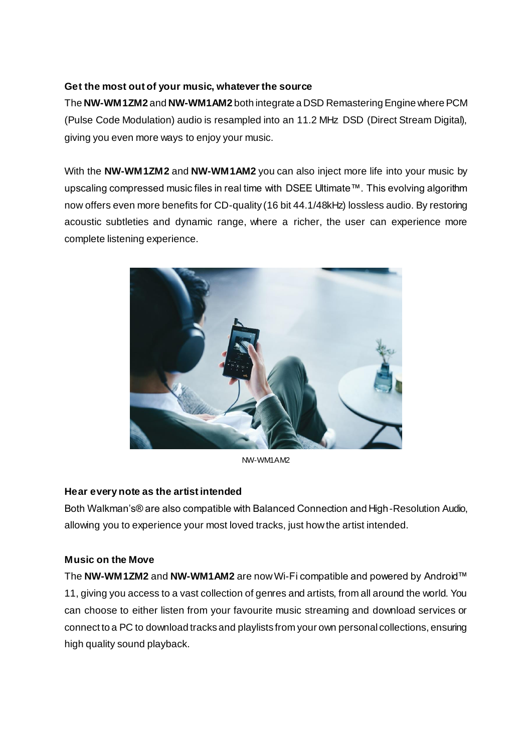**Get the most out of your music, whatever the source**

The **NW-WM1ZM2** and **NW-WM1AM2** both integrate a DSD Remastering Engine where PCM (Pulse Code Modulation) audio is resampled into an 11.2 MHz DSD (Direct Stream Digital), giving you even more ways to enjoy your music.

With the **NW-WM1ZM2** and **NW-WM1AM2** you can also inject more life into your music by upscaling compressed music files in real time with DSEE Ultimate™. This evolving algorithm now offers even more benefits for CD-quality (16 bit 44.1/48kHz) lossless audio. By restoring acoustic subtleties and dynamic range, where a richer, the user can experience more complete listening experience.

NW-WM1AM2

**Hear every note as the artist intended**

Both Walkman's® are also compatible with Balanced Connection and High-Resolution Audio, allowing you to experience your most loved tracks, just how the artist intended.

**Music on the Move**

The **NW-WM1ZM2** and **NW-WM1AM2** are now Wi-Fi compatible and powered by Android™ 11, giving you access to a vast collection of genres and artists, from all around the world. You can choose to either listen from your favourite music streaming and download services or connect to a PC to download tracks and playlists from your own personal collections, ensuring high quality sound playback.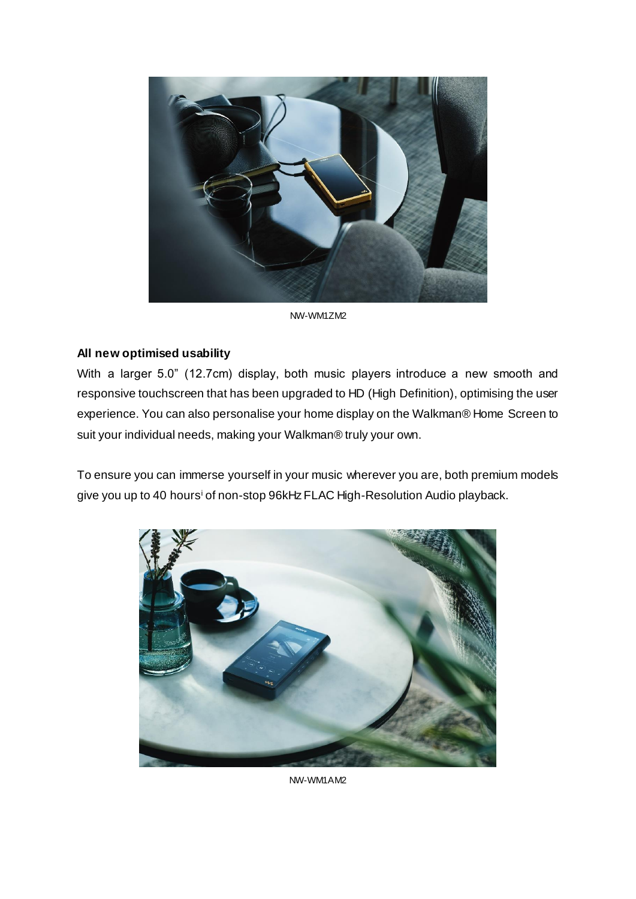NW-WM1ZM2

**All new optimised usability**

With a larger 5.0” (12.7cm) display, both music players introduce a new smooth and responsive touchscreen that has been upgraded to HD (High Definition), optimising the user experience. You can also personalise your home display on the Walkman® Home Screen to suit your individual needs, making your Walkman® truly your own.

To ensure you can immerse yourself in your music wherever you are, both premium models give you up to 40 hours[i] of non-stop 96kHz FLAC High-Resolution Audio playback.

NW-WM1AM2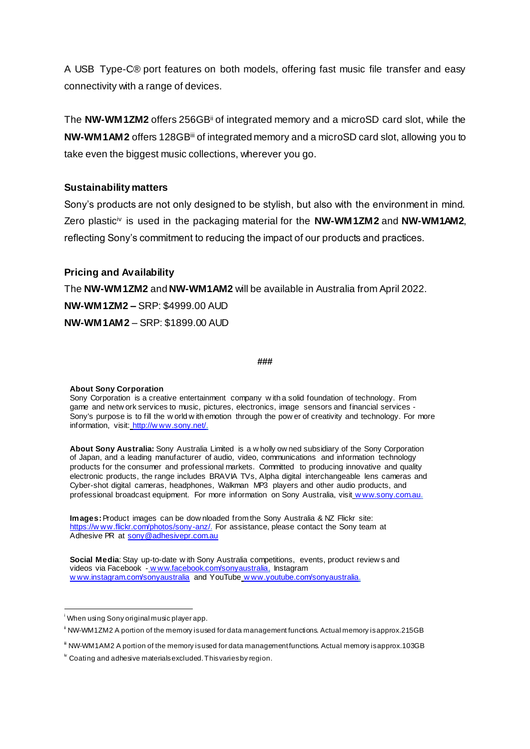A USB Type-C® port features on both models, offering fast music file transfer and easy connectivity with a range of devices.

The **NW-WM1ZM2** offers 256GB[ii] of integrated memory and a microSD card slot, while the **NW-WM1AM2** offers 128GB[iii] of integrated memory and a microSD card slot, allowing you to take even the biggest music collections, wherever you go.

## Sustainability matters

Sony's products are not only designed to be stylish, but also with the environment in mind. Zero plastic[iv] is used in the packaging material for the **NW-WM1ZM2** and **NW-WM1AM2**, reflecting Sony's commitment to reducing the impact of our products and practices.

## Pricing and Availability

The **NW-WM1ZM2** and **NW-WM1AM2** will be available in Australia from April 2022.

**NW-WM1ZM2 –** SRP: $4999.00 AUD

**NW-WM1AM2** – SRP: $1899.00 AUD

###

**About Sony Corporation**

Sony Corporation is a creative entertainment company with a solid foundation of technology. From game and network services to music, pictures, electronics, image sensors and financial services - Sony's purpose is to fill the world with emotion through the power of creativity and technology. For more information, visit: http://www.sony.net/.

**About Sony Australia:** Sony Australia Limited is a wholly owned subsidiary of the Sony Corporation of Japan, and a leading manufacturer of audio, video, communications and information technology products for the consumer and professional markets. Committed to producing innovative and quality electronic products, the range includes BRAVIA TVs, Alpha digital interchangeable lens cameras and Cyber-shot digital cameras, headphones, Walkman MP3 players and other audio products, and professional broadcast equipment. For more information on Sony Australia, visit www.sony.com.au.

**Images:** Product images can be downloaded from the Sony Australia & NZ Flickr site: https://www.flickr.com/photos/sony-anz/. For assistance, please contact the Sony team at Adhesive PR at sony@adhesivepr.com.au

**Social Media**: Stay up-to-date with Sony Australia competitions, events, product reviews and videos via Facebook - www.facebook.com/sonyaustralia, Instagram www.instagram.com/sonyaustralia and YouTube www.youtube.com/sonyaustralia.

---

[i] When using Sony original music player app.

[ii] NW-WM1ZM2 A portion of the memory is used for data management functions. Actual memory is approx.215GB

[iii] NW-WM1AM2 A portion of the memory is used for data management functions. Actual memory is approx.103GB

[iv] Coating and adhesive materials excluded. This varies by region.